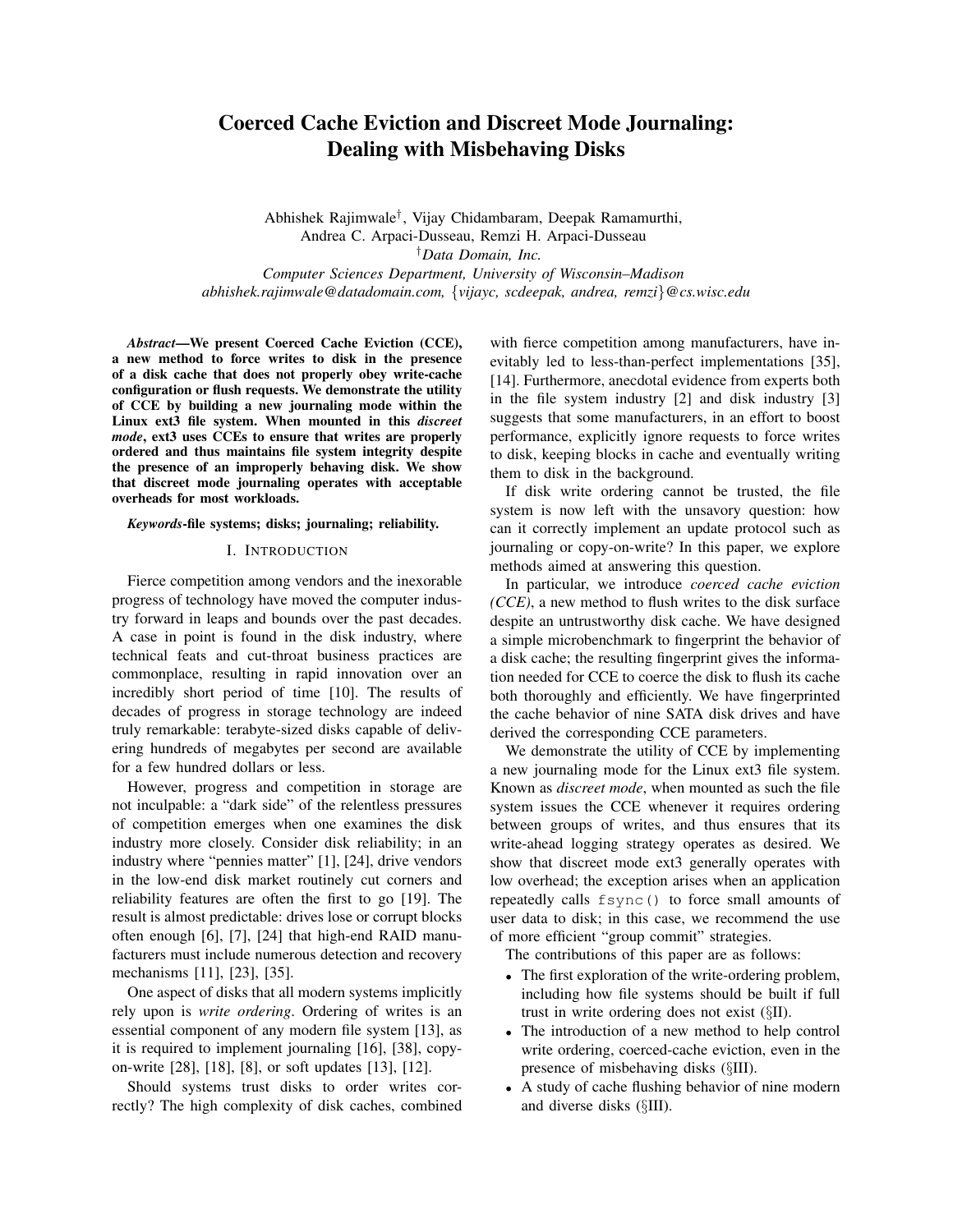# Coerced Cache Eviction and Discreet Mode Journaling: Dealing with Misbehaving Disks

Abhishek Rajimwale[†], Vijay Chidambaram, Deepak Ramamurthi, Andrea C. Arpaci-Dusseau, Remzi H. Arpaci-Dusseau

[†]*Data Domain, Inc.*

*Computer Sciences Department, University of Wisconsin–Madison*

*abhishek.rajimwale@datadomain.com, {vijayc, scdeepak, andrea, remzi}@cs.wisc.edu*

***Abstract*—We present Coerced Cache Eviction (CCE), a new method to force writes to disk in the presence of a disk cache that does not properly obey write-cache configuration or flush requests. We demonstrate the utility of CCE by building a new journaling mode within the Linux ext3 file system. When mounted in this *discreet mode*, ext3 uses CCEs to ensure that writes are properly ordered and thus maintains file system integrity despite the presence of an improperly behaving disk. We show that discreet mode journaling operates with acceptable overheads for most workloads.**

***Keywords*-file systems; disks; journaling; reliability.**

## I. Introduction

Fierce competition among vendors and the inexorable progress of technology have moved the computer industry forward in leaps and bounds over the past decades. A case in point is found in the disk industry, where technical feats and cut-throat business practices are commonplace, resulting in rapid innovation over an incredibly short period of time [10]. The results of decades of progress in storage technology are indeed truly remarkable: terabyte-sized disks capable of delivering hundreds of megabytes per second are available for a few hundred dollars or less.

However, progress and competition in storage are not inculpable: a "dark side" of the relentless pressures of competition emerges when one examines the disk industry more closely. Consider disk reliability; in an industry where "pennies matter" [1], [24], drive vendors in the low-end disk market routinely cut corners and reliability features are often the first to go [19]. The result is almost predictable: drives lose or corrupt blocks often enough [6], [7], [24] that high-end RAID manufacturers must include numerous detection and recovery mechanisms [11], [23], [35].

One aspect of disks that all modern systems implicitly rely upon is *write ordering*. Ordering of writes is an essential component of any modern file system [13], as it is required to implement journaling [16], [38], copy-on-write [28], [18], [8], or soft updates [13], [12].

Should systems trust disks to order writes correctly? The high complexity of disk caches, combined with fierce competition among manufacturers, have inevitably led to less-than-perfect implementations [35], [14]. Furthermore, anecdotal evidence from experts both in the file system industry [2] and disk industry [3] suggests that some manufacturers, in an effort to boost performance, explicitly ignore requests to force writes to disk, keeping blocks in cache and eventually writing them to disk in the background.

If disk write ordering cannot be trusted, the file system is now left with the unsavory question: how can it correctly implement an update protocol such as journaling or copy-on-write? In this paper, we explore methods aimed at answering this question.

In particular, we introduce *coerced cache eviction (CCE)*, a new method to flush writes to the disk surface despite an untrustworthy disk cache. We have designed a simple microbenchmark to fingerprint the behavior of a disk cache; the resulting fingerprint gives the information needed for CCE to coerce the disk to flush its cache both thoroughly and efficiently. We have fingerprinted the cache behavior of nine SATA disk drives and have derived the corresponding CCE parameters.

We demonstrate the utility of CCE by implementing a new journaling mode for the Linux ext3 file system. Known as *discreet mode*, when mounted as such the file system issues the CCE whenever it requires ordering between groups of writes, and thus ensures that its write-ahead logging strategy operates as desired. We show that discreet mode ext3 generally operates with low overhead; the exception arises when an application repeatedly calls `fsync()` to force small amounts of user data to disk; in this case, we recommend the use of more efficient "group commit" strategies.

The contributions of this paper are as follows:

- The first exploration of the write-ordering problem, including how file systems should be built if full trust in write ordering does not exist (§II).
- The introduction of a new method to help control write ordering, coerced-cache eviction, even in the presence of misbehaving disks (§III).
- A study of cache flushing behavior of nine modern and diverse disks (§III).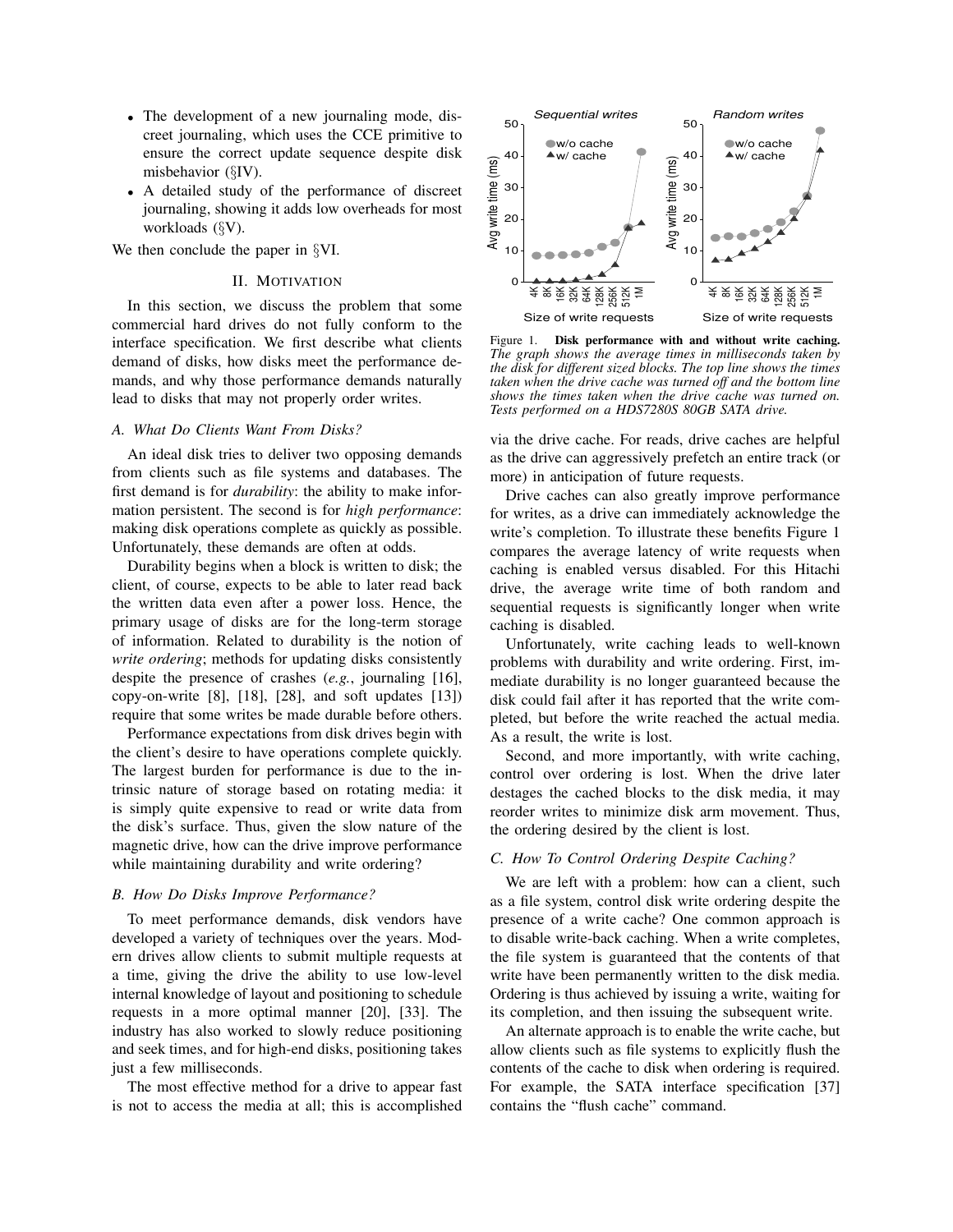- The development of a new journaling mode, discreet journaling, which uses the CCE primitive to ensure the correct update sequence despite disk misbehavior (§IV).
- A detailed study of the performance of discreet journaling, showing it adds low overheads for most workloads (§V).

We then conclude the paper in §VI.

## II. Motivation

In this section, we discuss the problem that some commercial hard drives do not fully conform to the interface specification. We first describe what clients demand of disks, how disks meet the performance demands, and why those performance demands naturally lead to disks that may not properly order writes.

### A. What Do Clients Want From Disks?

An ideal disk tries to deliver two opposing demands from clients such as file systems and databases. The first demand is for *durability*: the ability to make information persistent. The second is for *high performance*: making disk operations complete as quickly as possible. Unfortunately, these demands are often at odds.

Durability begins when a block is written to disk; the client, of course, expects to be able to later read back the written data even after a power loss. Hence, the primary usage of disks are for the long-term storage of information. Related to durability is the notion of *write ordering*; methods for updating disks consistently despite the presence of crashes (*e.g.*, journaling [16], copy-on-write [8], [18], [28], and soft updates [13]) require that some writes be made durable before others.

Performance expectations from disk drives begin with the client's desire to have operations complete quickly. The largest burden for performance is due to the intrinsic nature of storage based on rotating media: it is simply quite expensive to read or write data from the disk's surface. Thus, given the slow nature of the magnetic drive, how can the drive improve performance while maintaining durability and write ordering?

### B. How Do Disks Improve Performance?

To meet performance demands, disk vendors have developed a variety of techniques over the years. Modern drives allow clients to submit multiple requests at a time, giving the drive the ability to use low-level internal knowledge of layout and positioning to schedule requests in a more optimal manner [20], [33]. The industry has also worked to slowly reduce positioning and seek times, and for high-end disks, positioning takes just a few milliseconds.

The most effective method for a drive to appear fast is not to access the media at all; this is accomplished via the drive cache. For reads, drive caches are helpful as the drive can aggressively prefetch an entire track (or more) in anticipation of future requests.

Sequential writes

Random writes

w/o cache

w/ cache

Avg write time (ms)

0
10
20
30
40
50

4K 8K 16K 32K 64K 128K 256K 512K 1M

Size of write requests

Figure 1. **Disk performance with and without write caching.** *The graph shows the average times in milliseconds taken by the disk for different sized blocks. The top line shows the times taken when the drive cache was turned off and the bottom line shows the times taken when the drive cache was turned on. Tests performed on a HDS7280S 80GB SATA drive.*

Drive caches can also greatly improve performance for writes, as a drive can immediately acknowledge the write's completion. To illustrate these benefits Figure 1 compares the average latency of write requests when caching is enabled versus disabled. For this Hitachi drive, the average write time of both random and sequential requests is significantly longer when write caching is disabled.

Unfortunately, write caching leads to well-known problems with durability and write ordering. First, immediate durability is no longer guaranteed because the disk could fail after it has reported that the write completed, but before the write reached the actual media. As a result, the write is lost.

Second, and more importantly, with write caching, control over ordering is lost. When the drive later destages the cached blocks to the disk media, it may reorder writes to minimize disk arm movement. Thus, the ordering desired by the client is lost.

### C. How To Control Ordering Despite Caching?

We are left with a problem: how can a client, such as a file system, control disk write ordering despite the presence of a write cache? One common approach is to disable write-back caching. When a write completes, the file system is guaranteed that the contents of that write have been permanently written to the disk media. Ordering is thus achieved by issuing a write, waiting for its completion, and then issuing the subsequent write.

An alternate approach is to enable the write cache, but allow clients such as file systems to explicitly flush the contents of the cache to disk when ordering is required. For example, the SATA interface specification [37] contains the "flush cache" command.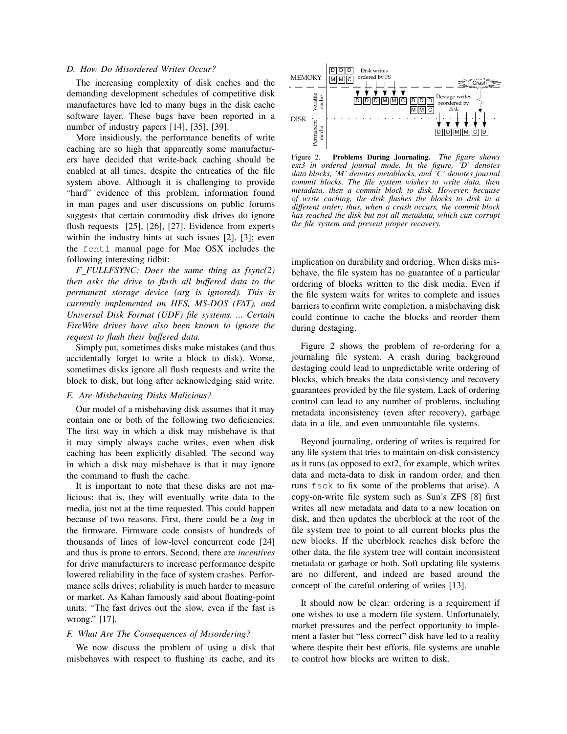### D. How Do Misordered Writes Occur?

The increasing complexity of disk caches and the demanding development schedules of competitive disk manufactures have led to many bugs in the disk cache software layer. These bugs have been reported in a number of industry papers [14], [35], [39].

More insidiously, the performance benefits of write caching are so high that apparently some manufacturers have decided that write-back caching should be enabled at all times, despite the entreaties of the file system above. Although it is challenging to provide "hard" evidence of this problem, information found in man pages and user discussions on public forums suggests that certain commodity disk drives do ignore flush requests [25], [26], [27]. Evidence from experts within the industry hints at such issues [2], [3]; even the `fcntl` manual page for Mac OSX includes the following interesting tidbit:

*F_FULLFSYNC: Does the same thing as fsync(2) then asks the drive to flush all buffered data to the permanent storage device (arg is ignored). This is currently implemented on HFS, MS-DOS (FAT), and Universal Disk Format (UDF) file systems. ... Certain FireWire drives have also been known to ignore the request to flush their buffered data.*

Simply put, sometimes disks make mistakes (and thus accidentally forget to write a block to disk). Worse, sometimes disks ignore all flush requests and write the block to disk, but long after acknowledging said write.

### E. Are Misbehaving Disks Malicious?

Our model of a misbehaving disk assumes that it may contain one or both of the following two deficiencies. The first way in which a disk may misbehave is that it may simply always cache writes, even when disk caching has been explicitly disabled. The second way in which a disk may misbehave is that it may ignore the command to flush the cache.

It is important to note that these disks are not malicious; that is, they will eventually write data to the media, just not at the time requested. This could happen because of two reasons. First, there could be a *bug* in the firmware. Firmware code consists of hundreds of thousands of lines of low-level concurrent code [24] and thus is prone to errors. Second, there are *incentives* for drive manufacturers to increase performance despite lowered reliability in the face of system crashes. Performance sells drives; reliability is much harder to measure or market. As Kahan famously said about floating-point units: "The fast drives out the slow, even if the fast is wrong." [17].

### F. What Are The Consequences of Misordering?

We now discuss the problem of using a disk that misbehaves with respect to flushing its cache, and its implication on durability and ordering. When disks misbehave, the file system has no guarantee of a particular ordering of blocks written to the disk media. Even if the file system waits for writes to complete and issues barriers to confirm write completion, a misbehaving disk could continue to cache the blocks and reorder them during destaging.

Figure 2. **Problems During Journaling.** *The figure shows ext3 in ordered journal mode. In the figure, 'D' denotes data blocks, 'M' denotes metablocks, and 'C' denotes journal commit blocks. The file system wishes to write data, then metadata, then a commit block to disk. However, because of write caching, the disk flushes the blocks to disk in a different order; thus, when a crash occurs, the commit block has reached the disk but not all metadata, which can corrupt the file system and prevent proper recovery.*

Figure 2 shows the problem of re-ordering for a journaling file system. A crash during background destaging could lead to unpredictable write ordering of blocks, which breaks the data consistency and recovery guarantees provided by the file system. Lack of ordering control can lead to any number of problems, including metadata inconsistency (even after recovery), garbage data in a file, and even unmountable file systems.

Beyond journaling, ordering of writes is required for any file system that tries to maintain on-disk consistency as it runs (as opposed to ext2, for example, which writes data and meta-data to disk in random order, and then runs `fsck` to fix some of the problems that arise). A copy-on-write file system such as Sun's ZFS [8] first writes all new metadata and data to a new location on disk, and then updates the uberblock at the root of the file system tree to point to all current blocks plus the new blocks. If the uberblock reaches disk before the other data, the file system tree will contain inconsistent metadata or garbage or both. Soft updating file systems are no different, and indeed are based around the concept of the careful ordering of writes [13].

It should now be clear: ordering is a requirement if one wishes to use a modern file system. Unfortunately, market pressures and the perfect opportunity to implement a faster but "less correct" disk have led to a reality where despite their best efforts, file systems are unable to control how blocks are written to disk.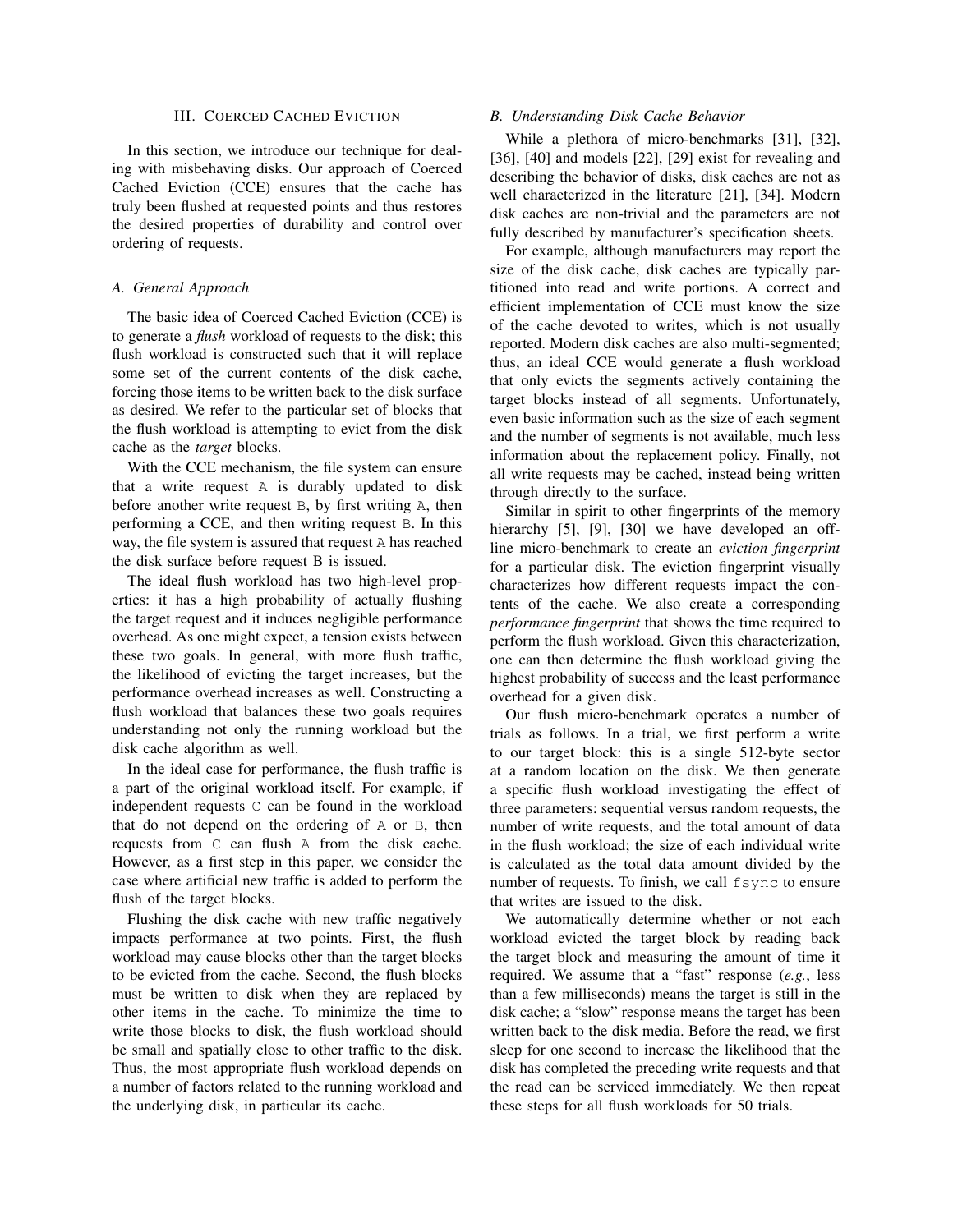## III. Coerced Cached Eviction

In this section, we introduce our technique for dealing with misbehaving disks. Our approach of Coerced Cached Eviction (CCE) ensures that the cache has truly been flushed at requested points and thus restores the desired properties of durability and control over ordering of requests.

### A. General Approach

The basic idea of Coerced Cached Eviction (CCE) is to generate a *flush* workload of requests to the disk; this flush workload is constructed such that it will replace some set of the current contents of the disk cache, forcing those items to be written back to the disk surface as desired. We refer to the particular set of blocks that the flush workload is attempting to evict from the disk cache as the *target* blocks.

With the CCE mechanism, the file system can ensure that a write request `A` is durably updated to disk before another write request `B`, by first writing `A`, then performing a CCE, and then writing request `B`. In this way, the file system is assured that request `A` has reached the disk surface before request B is issued.

The ideal flush workload has two high-level properties: it has a high probability of actually flushing the target request and it induces negligible performance overhead. As one might expect, a tension exists between these two goals. In general, with more flush traffic, the likelihood of evicting the target increases, but the performance overhead increases as well. Constructing a flush workload that balances these two goals requires understanding not only the running workload but the disk cache algorithm as well.

In the ideal case for performance, the flush traffic is a part of the original workload itself. For example, if independent requests `C` can be found in the workload that do not depend on the ordering of `A` or `B`, then requests from `C` can flush `A` from the disk cache. However, as a first step in this paper, we consider the case where artificial new traffic is added to perform the flush of the target blocks.

Flushing the disk cache with new traffic negatively impacts performance at two points. First, the flush workload may cause blocks other than the target blocks to be evicted from the cache. Second, the flush blocks must be written to disk when they are replaced by other items in the cache. To minimize the time to write those blocks to disk, the flush workload should be small and spatially close to other traffic to the disk. Thus, the most appropriate flush workload depends on a number of factors related to the running workload and the underlying disk, in particular its cache.

### B. Understanding Disk Cache Behavior

While a plethora of micro-benchmarks [31], [32], [36], [40] and models [22], [29] exist for revealing and describing the behavior of disks, disk caches are not as well characterized in the literature [21], [34]. Modern disk caches are non-trivial and the parameters are not fully described by manufacturer's specification sheets.

For example, although manufacturers may report the size of the disk cache, disk caches are typically partitioned into read and write portions. A correct and efficient implementation of CCE must know the size of the cache devoted to writes, which is not usually reported. Modern disk caches are also multi-segmented; thus, an ideal CCE would generate a flush workload that only evicts the segments actively containing the target blocks instead of all segments. Unfortunately, even basic information such as the size of each segment and the number of segments is not available, much less information about the replacement policy. Finally, not all write requests may be cached, instead being written through directly to the surface.

Similar in spirit to other fingerprints of the memory hierarchy [5], [9], [30] we have developed an off-line micro-benchmark to create an *eviction fingerprint* for a particular disk. The eviction fingerprint visually characterizes how different requests impact the contents of the cache. We also create a corresponding *performance fingerprint* that shows the time required to perform the flush workload. Given this characterization, one can then determine the flush workload giving the highest probability of success and the least performance overhead for a given disk.

Our flush micro-benchmark operates a number of trials as follows. In a trial, we first perform a write to our target block: this is a single 512-byte sector at a random location on the disk. We then generate a specific flush workload investigating the effect of three parameters: sequential versus random requests, the number of write requests, and the total amount of data in the flush workload; the size of each individual write is calculated as the total data amount divided by the number of requests. To finish, we call `fsync` to ensure that writes are issued to the disk.

We automatically determine whether or not each workload evicted the target block by reading back the target block and measuring the amount of time it required. We assume that a "fast" response (*e.g.*, less than a few milliseconds) means the target is still in the disk cache; a "slow" response means the target has been written back to the disk media. Before the read, we first sleep for one second to increase the likelihood that the disk has completed the preceding write requests and that the read can be serviced immediately. We then repeat these steps for all flush workloads for 50 trials.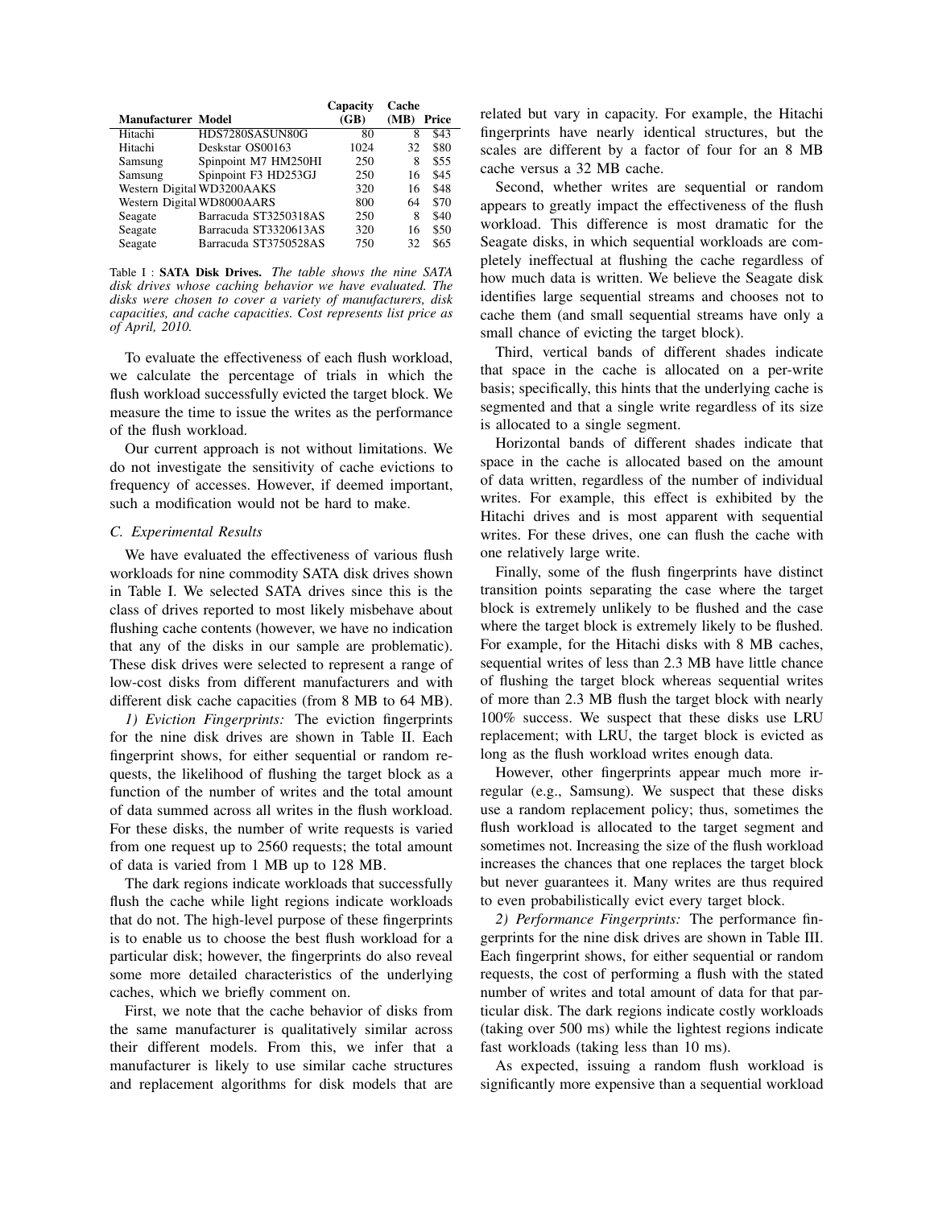| Manufacturer | Model | Capacity (GB) | Cache (MB) | Price |
|---|---|---|---|---|
| Hitachi | HDS7280SASUN80G | 80 | 8 | \$43 |
| Hitachi | Deskstar OS00163 | 1024 | 32 | \$80 |
| Samsung | Spinpoint M7 HM250HI | 250 | 8 | \$55 |
| Samsung | Spinpoint F3 HD253GJ | 250 | 16 | \$45 |
| Western Digital | WD3200AAKS | 320 | 16 | \$48 |
| Western Digital | WD8000AARS | 800 | 64 | \$70 |
| Seagate | Barracuda ST3250318AS | 250 | 8 | \$40 |
| Seagate | Barracuda ST3320613AS | 320 | 16 | \$50 |
| Seagate | Barracuda ST3750528AS | 750 | 32 | \$65 |

Table I : **SATA Disk Drives.** *The table shows the nine SATA disk drives whose caching behavior we have evaluated. The disks were chosen to cover a variety of manufacturers, disk capacities, and cache capacities. Cost represents list price as of April, 2010.*

To evaluate the effectiveness of each flush workload, we calculate the percentage of trials in which the flush workload successfully evicted the target block. We measure the time to issue the writes as the performance of the flush workload.

Our current approach is not without limitations. We do not investigate the sensitivity of cache evictions to frequency of accesses. However, if deemed important, such a modification would not be hard to make.

### *C. Experimental Results*

We have evaluated the effectiveness of various flush workloads for nine commodity SATA disk drives shown in Table I. We selected SATA drives since this is the class of drives reported to most likely misbehave about flushing cache contents (however, we have no indication that any of the disks in our sample are problematic). These disk drives were selected to represent a range of low-cost disks from different manufacturers and with different disk cache capacities (from 8 MB to 64 MB).

*1) Eviction Fingerprints:* The eviction fingerprints for the nine disk drives are shown in Table II. Each fingerprint shows, for either sequential or random requests, the likelihood of flushing the target block as a function of the number of writes and the total amount of data summed across all writes in the flush workload. For these disks, the number of write requests is varied from one request up to 2560 requests; the total amount of data is varied from 1 MB up to 128 MB.

The dark regions indicate workloads that successfully flush the cache while light regions indicate workloads that do not. The high-level purpose of these fingerprints is to enable us to choose the best flush workload for a particular disk; however, the fingerprints do also reveal some more detailed characteristics of the underlying caches, which we briefly comment on.

First, we note that the cache behavior of disks from the same manufacturer is qualitatively similar across their different models. From this, we infer that a manufacturer is likely to use similar cache structures and replacement algorithms for disk models that are related but vary in capacity. For example, the Hitachi fingerprints have nearly identical structures, but the scales are different by a factor of four for an 8 MB cache versus a 32 MB cache.

Second, whether writes are sequential or random appears to greatly impact the effectiveness of the flush workload. This difference is most dramatic for the Seagate disks, in which sequential workloads are completely ineffectual at flushing the cache regardless of how much data is written. We believe the Seagate disk identifies large sequential streams and chooses not to cache them (and small sequential streams have only a small chance of evicting the target block).

Third, vertical bands of different shades indicate that space in the cache is allocated on a per-write basis; specifically, this hints that the underlying cache is segmented and that a single write regardless of its size is allocated to a single segment.

Horizontal bands of different shades indicate that space in the cache is allocated based on the amount of data written, regardless of the number of individual writes. For example, this effect is exhibited by the Hitachi drives and is most apparent with sequential writes. For these drives, one can flush the cache with one relatively large write.

Finally, some of the flush fingerprints have distinct transition points separating the case where the target block is extremely unlikely to be flushed and the case where the target block is extremely likely to be flushed. For example, for the Hitachi disks with 8 MB caches, sequential writes of less than 2.3 MB have little chance of flushing the target block whereas sequential writes of more than 2.3 MB flush the target block with nearly 100% success. We suspect that these disks use LRU replacement; with LRU, the target block is evicted as long as the flush workload writes enough data.

However, other fingerprints appear much more irregular (e.g., Samsung). We suspect that these disks use a random replacement policy; thus, sometimes the flush workload is allocated to the target segment and sometimes not. Increasing the size of the flush workload increases the chances that one replaces the target block but never guarantees it. Many writes are thus required to even probabilistically evict every target block.

*2) Performance Fingerprints:* The performance fingerprints for the nine disk drives are shown in Table III. Each fingerprint shows, for either sequential or random requests, the cost of performing a flush with the stated number of writes and total amount of data for that particular disk. The dark regions indicate costly workloads (taking over 500 ms) while the lightest regions indicate fast workloads (taking less than 10 ms).

As expected, issuing a random flush workload is significantly more expensive than a sequential workload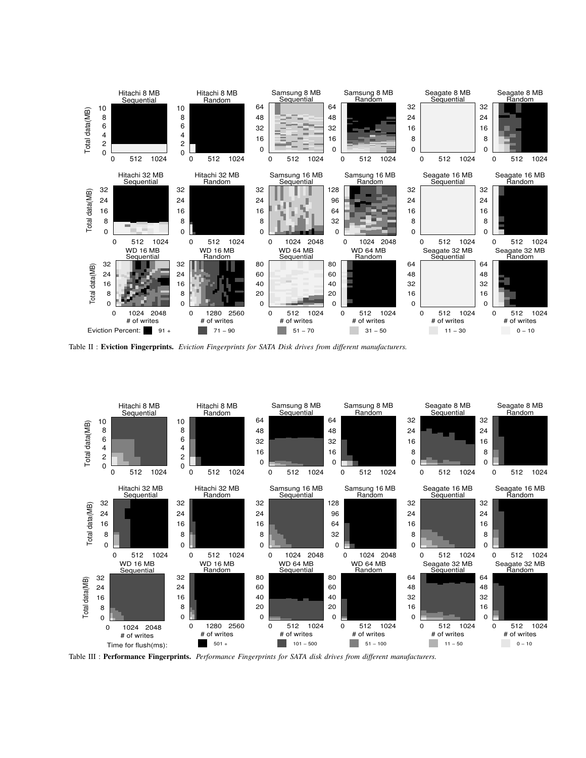Table II : **Eviction Fingerprints.** *Eviction Fingerprints for SATA Disk drives from different manufacturers.*

Table III : **Performance Fingerprints.** *Performance Fingerprints for SATA disk drives from different manufacturers.*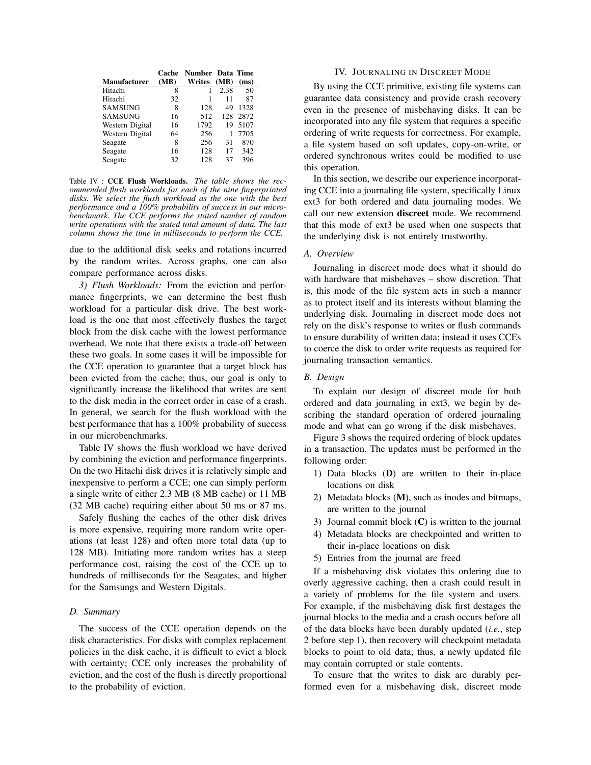| Manufacturer | Cache (MB) | Number Writes | Data (MB) | Time (ms) |
|---|---|---|---|---|
| Hitachi | 8 | 1 | 2.38 | 50 |
| Hitachi | 32 | 1 | 11 | 87 |
| SAMSUNG | 8 | 128 | 49 | 1328 |
| SAMSUNG | 16 | 512 | 128 | 2872 |
| Western Digital | 16 | 1792 | 19 | 5107 |
| Western Digital | 64 | 256 | 1 | 7705 |
| Seagate | 8 | 256 | 31 | 870 |
| Seagate | 16 | 128 | 17 | 342 |
| Seagate | 32 | 128 | 37 | 396 |

Table IV : **CCE Flush Workloads.** *The table shows the recommended flush workloads for each of the nine fingerprinted disks. We select the flush workload as the one with the best performance and a 100% probability of success in our microbenchmark. The CCE performs the stated number of random write operations with the stated total amount of data. The last column shows the time in milliseconds to perform the CCE.*

due to the additional disk seeks and rotations incurred by the random writes. Across graphs, one can also compare performance across disks.

*3) Flush Workloads:* From the eviction and performance fingerprints, we can determine the best flush workload for a particular disk drive. The best workload is the one that most effectively flushes the target block from the disk cache with the lowest performance overhead. We note that there exists a trade-off between these two goals. In some cases it will be impossible for the CCE operation to guarantee that a target block has been evicted from the cache; thus, our goal is only to significantly increase the likelihood that writes are sent to the disk media in the correct order in case of a crash. In general, we search for the flush workload with the best performance that has a 100% probability of success in our microbenchmarks.

Table IV shows the flush workload we have derived by combining the eviction and performance fingerprints. On the two Hitachi disk drives it is relatively simple and inexpensive to perform a CCE; one can simply perform a single write of either 2.3 MB (8 MB cache) or 11 MB (32 MB cache) requiring either about 50 ms or 87 ms.

Safely flushing the caches of the other disk drives is more expensive, requiring more random write operations (at least 128) and often more total data (up to 128 MB). Initiating more random writes has a steep performance cost, raising the cost of the CCE up to hundreds of milliseconds for the Seagates, and higher for the Samsungs and Western Digitals.

### *D. Summary*

The success of the CCE operation depends on the disk characteristics. For disks with complex replacement policies in the disk cache, it is difficult to evict a block with certainty; CCE only increases the probability of eviction, and the cost of the flush is directly proportional to the probability of eviction.

## IV. Journaling in Discreet Mode

By using the CCE primitive, existing file systems can guarantee data consistency and provide crash recovery even in the presence of misbehaving disks. It can be incorporated into any file system that requires a specific ordering of write requests for correctness. For example, a file system based on soft updates, copy-on-write, or ordered synchronous writes could be modified to use this operation.

In this section, we describe our experience incorporating CCE into a journaling file system, specifically Linux ext3 for both ordered and data journaling modes. We call our new extension **discreet** mode. We recommend that this mode of ext3 be used when one suspects that the underlying disk is not entirely trustworthy.

### *A. Overview*

Journaling in discreet mode does what it should do with hardware that misbehaves – show discretion. That is, this mode of the file system acts in such a manner as to protect itself and its interests without blaming the underlying disk. Journaling in discreet mode does not rely on the disk's response to writes or flush commands to ensure durability of written data; instead it uses CCEs to coerce the disk to order write requests as required for journaling transaction semantics.

### *B. Design*

To explain our design of discreet mode for both ordered and data journaling in ext3, we begin by describing the standard operation of ordered journaling mode and what can go wrong if the disk misbehaves.

Figure 3 shows the required ordering of block updates in a transaction. The updates must be performed in the following order:

1) Data blocks (**D**) are written to their in-place locations on disk
2) Metadata blocks (**M**), such as inodes and bitmaps, are written to the journal
3) Journal commit block (**C**) is written to the journal
4) Metadata blocks are checkpointed and written to their in-place locations on disk
5) Entries from the journal are freed

If a misbehaving disk violates this ordering due to overly aggressive caching, then a crash could result in a variety of problems for the file system and users. For example, if the misbehaving disk first destages the journal blocks to the media and a crash occurs before all of the data blocks have been durably updated (*i.e.*, step 2 before step 1), then recovery will checkpoint metadata blocks to point to old data; thus, a newly updated file may contain corrupted or stale contents.

To ensure that the writes to disk are durably performed even for a misbehaving disk, discreet mode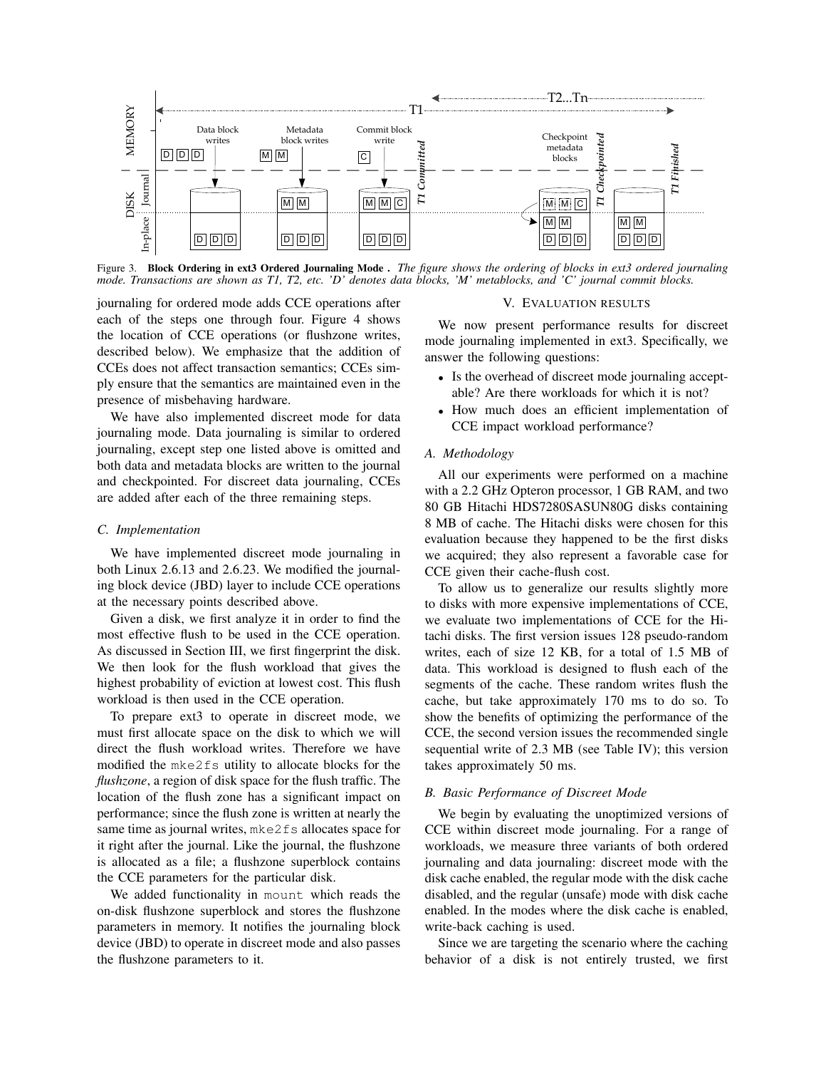Figure 3. **Block Ordering in ext3 Ordered Journaling Mode .** *The figure shows the ordering of blocks in ext3 ordered journaling mode. Transactions are shown as T1, T2, etc. 'D' denotes data blocks, 'M' metablocks, and 'C' journal commit blocks.*

journaling for ordered mode adds CCE operations after each of the steps one through four. Figure 4 shows the location of CCE operations (or flushzone writes, described below). We emphasize that the addition of CCEs does not affect transaction semantics; CCEs simply ensure that the semantics are maintained even in the presence of misbehaving hardware.

We have also implemented discreet mode for data journaling mode. Data journaling is similar to ordered journaling, except step one listed above is omitted and both data and metadata blocks are written to the journal and checkpointed. For discreet data journaling, CCEs are added after each of the three remaining steps.

### C. Implementation

We have implemented discreet mode journaling in both Linux 2.6.13 and 2.6.23. We modified the journaling block device (JBD) layer to include CCE operations at the necessary points described above.

Given a disk, we first analyze it in order to find the most effective flush to be used in the CCE operation. As discussed in Section III, we first fingerprint the disk. We then look for the flush workload that gives the highest probability of eviction at lowest cost. This flush workload is then used in the CCE operation.

To prepare ext3 to operate in discreet mode, we must first allocate space on the disk to which we will direct the flush workload writes. Therefore we have modified the `mke2fs` utility to allocate blocks for the *flushzone*, a region of disk space for the flush traffic. The location of the flush zone has a significant impact on performance; since the flush zone is written at nearly the same time as journal writes, `mke2fs` allocates space for it right after the journal. Like the journal, the flushzone is allocated as a file; a flushzone superblock contains the CCE parameters for the particular disk.

We added functionality in `mount` which reads the on-disk flushzone superblock and stores the flushzone parameters in memory. It notifies the journaling block device (JBD) to operate in discreet mode and also passes the flushzone parameters to it.

## V. Evaluation results

We now present performance results for discreet mode journaling implemented in ext3. Specifically, we answer the following questions:

- Is the overhead of discreet mode journaling acceptable? Are there workloads for which it is not?
- How much does an efficient implementation of CCE impact workload performance?

### A. Methodology

All our experiments were performed on a machine with a 2.2 GHz Opteron processor, 1 GB RAM, and two 80 GB Hitachi HDS7280SASUN80G disks containing 8 MB of cache. The Hitachi disks were chosen for this evaluation because they happened to be the first disks we acquired; they also represent a favorable case for CCE given their cache-flush cost.

To allow us to generalize our results slightly more to disks with more expensive implementations of CCE, we evaluate two implementations of CCE for the Hitachi disks. The first version issues 128 pseudo-random writes, each of size 12 KB, for a total of 1.5 MB of data. This workload is designed to flush each of the segments of the cache. These random writes flush the cache, but take approximately 170 ms to do so. To show the benefits of optimizing the performance of the CCE, the second version issues the recommended single sequential write of 2.3 MB (see Table IV); this version takes approximately 50 ms.

### B. Basic Performance of Discreet Mode

We begin by evaluating the unoptimized versions of CCE within discreet mode journaling. For a range of workloads, we measure three variants of both ordered journaling and data journaling: discreet mode with the disk cache enabled, the regular mode with the disk cache disabled, and the regular (unsafe) mode with disk cache enabled. In the modes where the disk cache is enabled, write-back caching is used.

Since we are targeting the scenario where the caching behavior of a disk is not entirely trusted, we first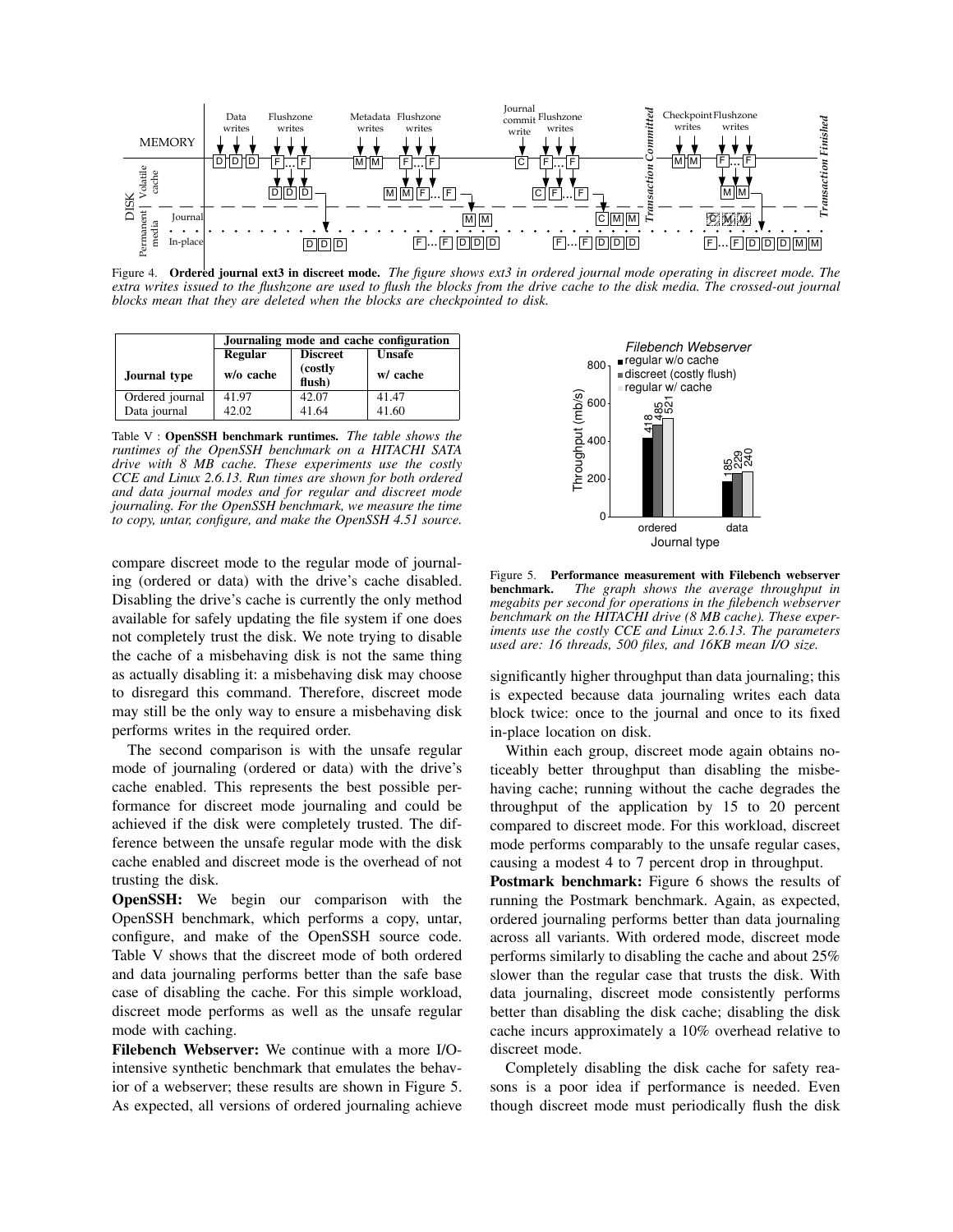Figure 4. **Ordered journal ext3 in discreet mode.** *The figure shows ext3 in ordered journal mode operating in discreet mode. The extra writes issued to the flushzone are used to flush the blocks from the drive cache to the disk media. The crossed-out journal blocks mean that they are deleted when the blocks are checkpointed to disk.*

| | Journaling mode and cache configuration | | |
|---|---|---|---|
| Journal type | Regular w/o cache | Discreet (costly flush) | Unsafe w/ cache |
| Ordered journal | 41.97 | 42.07 | 41.47 |
| Data journal | 42.02 | 41.64 | 41.60 |

Table V : **OpenSSH benchmark runtimes.** *The table shows the runtimes of the OpenSSH benchmark on a HITACHI SATA drive with 8 MB cache. These experiments use the costly CCE and Linux 2.6.13. Run times are shown for both ordered and data journal modes and for regular and discreet mode journaling. For the OpenSSH benchmark, we measure the time to copy, untar, configure, and make the OpenSSH 4.51 source.*

compare discreet mode to the regular mode of journaling (ordered or data) with the drive's cache disabled. Disabling the drive's cache is currently the only method available for safely updating the file system if one does not completely trust the disk. We note trying to disable the cache of a misbehaving disk is not the same thing as actually disabling it: a misbehaving disk may choose to disregard this command. Therefore, discreet mode may still be the only way to ensure a misbehaving disk performs writes in the required order.

The second comparison is with the unsafe regular mode of journaling (ordered or data) with the drive's cache enabled. This represents the best possible performance for discreet mode journaling and could be achieved if the disk were completely trusted. The difference between the unsafe regular mode with the disk cache enabled and discreet mode is the overhead of not trusting the disk.

**OpenSSH:** We begin our comparison with the OpenSSH benchmark, which performs a copy, untar, configure, and make of the OpenSSH source code. Table V shows that the discreet mode of both ordered and data journaling performs better than the safe base case of disabling the cache. For this simple workload, discreet mode performs as well as the unsafe regular mode with caching.

**Filebench Webserver:** We continue with a more I/O-intensive synthetic benchmark that emulates the behavior of a webserver; these results are shown in Figure 5. As expected, all versions of ordered journaling achieve significantly higher throughput than data journaling; this is expected because data journaling writes each data block twice: once to the journal and once to its fixed in-place location on disk.

Figure 5. **Performance measurement with Filebench webserver benchmark.** *The graph shows the average throughput in megabits per second for operations in the filebench webserver benchmark on the HITACHI drive (8 MB cache). These experiments use the costly CCE and Linux 2.6.13. The parameters used are: 16 threads, 500 files, and 16KB mean I/O size.*

Within each group, discreet mode again obtains noticeably better throughput than disabling the misbehaving cache; running without the cache degrades the throughput of the application by 15 to 20 percent compared to discreet mode. For this workload, discreet mode performs comparably to the unsafe regular cases, causing a modest 4 to 7 percent drop in throughput.

**Postmark benchmark:** Figure 6 shows the results of running the Postmark benchmark. Again, as expected, ordered journaling performs better than data journaling across all variants. With ordered mode, discreet mode performs similarly to disabling the cache and about 25% slower than the regular case that trusts the disk. With data journaling, discreet mode consistently performs better than disabling the disk cache; disabling the disk cache incurs approximately a 10% overhead relative to discreet mode.

Completely disabling the disk cache for safety reasons is a poor idea if performance is needed. Even though discreet mode must periodically flush the disk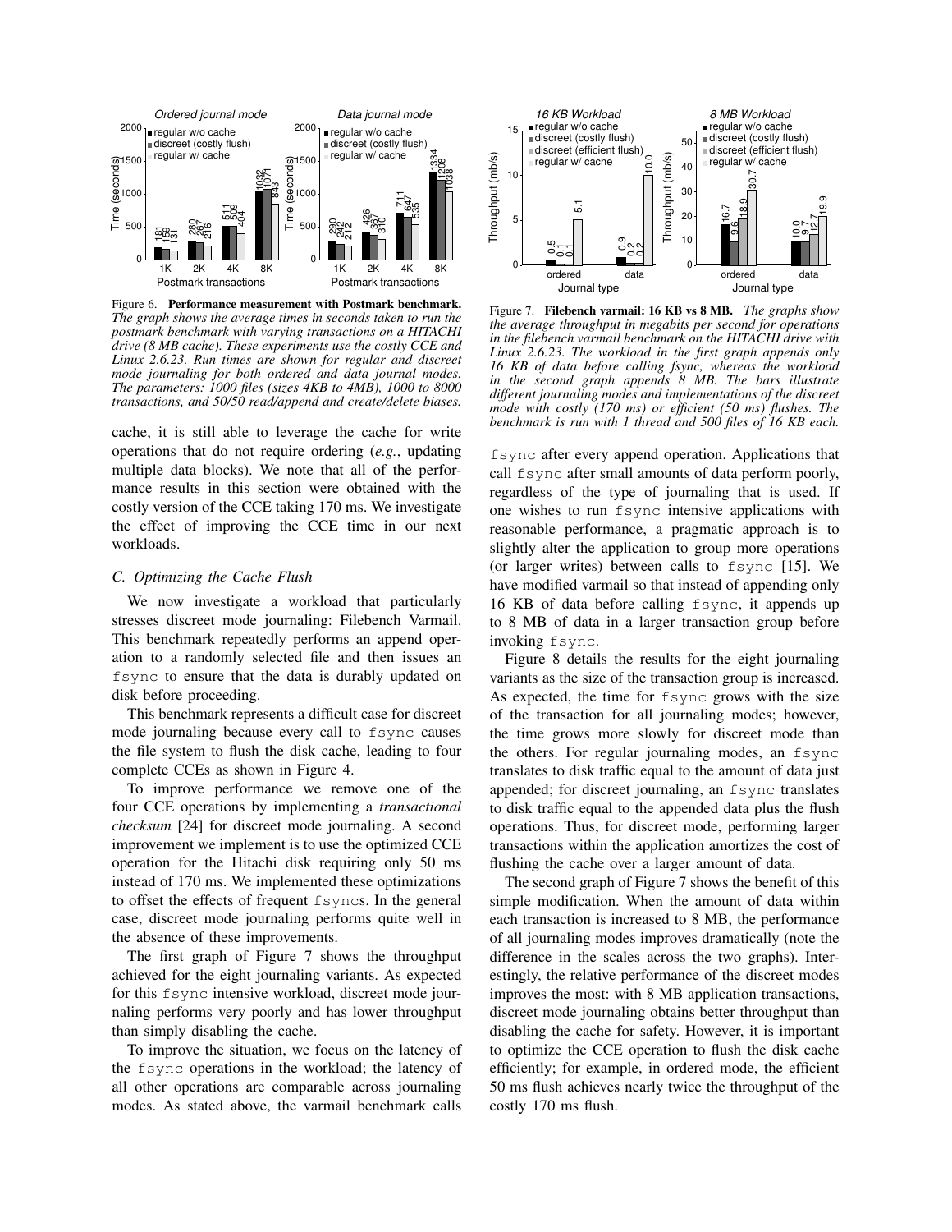Figure 6. **Performance measurement with Postmark benchmark.** *The graph shows the average times in seconds taken to run the postmark benchmark with varying transactions on a HITACHI drive (8 MB cache). These experiments use the costly CCE and Linux 2.6.23. Run times are shown for regular and discreet mode journaling for both ordered and data journal modes. The parameters: 1000 files (sizes 4KB to 4MB), 1000 to 8000 transactions, and 50/50 read/append and create/delete biases.*

cache, it is still able to leverage the cache for write operations that do not require ordering (*e.g.*, updating multiple data blocks). We note that all of the performance results in this section were obtained with the costly version of the CCE taking 170 ms. We investigate the effect of improving the CCE time in our next workloads.

### C. Optimizing the Cache Flush

We now investigate a workload that particularly stresses discreet mode journaling: Filebench Varmail. This benchmark repeatedly performs an append operation to a randomly selected file and then issues an `fsync` to ensure that the data is durably updated on disk before proceeding.

This benchmark represents a difficult case for discreet mode journaling because every call to `fsync` causes the file system to flush the disk cache, leading to four complete CCEs as shown in Figure 4.

To improve performance we remove one of the four CCE operations by implementing a *transactional checksum* [24] for discreet mode journaling. A second improvement we implement is to use the optimized CCE operation for the Hitachi disk requiring only 50 ms instead of 170 ms. We implemented these optimizations to offset the effects of frequent `fsync`s. In the general case, discreet mode journaling performs quite well in the absence of these improvements.

The first graph of Figure 7 shows the throughput achieved for the eight journaling variants. As expected for this `fsync` intensive workload, discreet mode journaling performs very poorly and has lower throughput than simply disabling the cache.

To improve the situation, we focus on the latency of the `fsync` operations in the workload; the latency of all other operations are comparable across journaling modes. As stated above, the varmail benchmark calls

Figure 7. **Filebench varmail: 16 KB vs 8 MB.** *The graphs show the average throughput in megabits per second for operations in the filebench varmail benchmark on the HITACHI drive with Linux 2.6.23. The workload in the first graph appends only 16 KB of data before calling fsync, whereas the workload in the second graph appends 8 MB. The bars illustrate different journaling modes and implementations of the discreet mode with costly (170 ms) or efficient (50 ms) flushes. The benchmark is run with 1 thread and 500 files of 16 KB each.*

`fsync` after every append operation. Applications that call `fsync` after small amounts of data perform poorly, regardless of the type of journaling that is used. If one wishes to run `fsync` intensive applications with reasonable performance, a pragmatic approach is to slightly alter the application to group more operations (or larger writes) between calls to `fsync` [15]. We have modified varmail so that instead of appending only 16 KB of data before calling `fsync`, it appends up to 8 MB of data in a larger transaction group before invoking `fsync`.

Figure 8 details the results for the eight journaling variants as the size of the transaction group is increased. As expected, the time for `fsync` grows with the size of the transaction for all journaling modes; however, the time grows more slowly for discreet mode than the others. For regular journaling modes, an `fsync` translates to disk traffic equal to the amount of data just appended; for discreet journaling, an `fsync` translates to disk traffic equal to the appended data plus the flush operations. Thus, for discreet mode, performing larger transactions within the application amortizes the cost of flushing the cache over a larger amount of data.

The second graph of Figure 7 shows the benefit of this simple modification. When the amount of data within each transaction is increased to 8 MB, the performance of all journaling modes improves dramatically (note the difference in the scales across the two graphs). Interestingly, the relative performance of the discreet modes improves the most: with 8 MB application transactions, discreet mode journaling obtains better throughput than disabling the cache for safety. However, it is important to optimize the CCE operation to flush the disk cache efficiently; for example, in ordered mode, the efficient 50 ms flush achieves nearly twice the throughput of the costly 170 ms flush.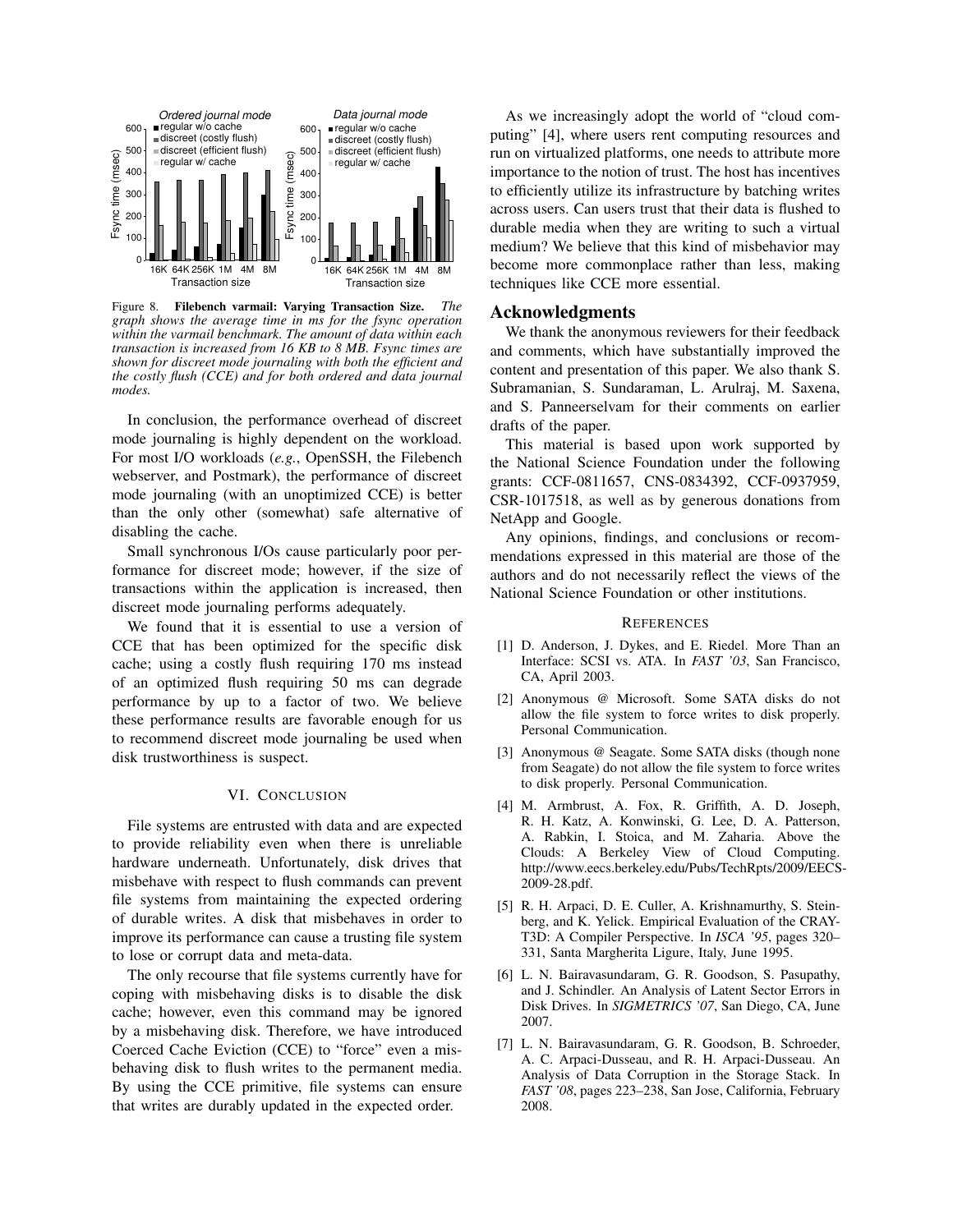Figure 8. **Filebench varmail: Varying Transaction Size.** *The graph shows the average time in ms for the fsync operation within the varmail benchmark. The amount of data within each transaction is increased from 16 KB to 8 MB. Fsync times are shown for discreet mode journaling with both the efficient and the costly flush (CCE) and for both ordered and data journal modes.*

In conclusion, the performance overhead of discreet mode journaling is highly dependent on the workload. For most I/O workloads (*e.g.*, OpenSSH, the Filebench webserver, and Postmark), the performance of discreet mode journaling (with an unoptimized CCE) is better than the only other (somewhat) safe alternative of disabling the cache.

Small synchronous I/Os cause particularly poor performance for discreet mode; however, if the size of transactions within the application is increased, then discreet mode journaling performs adequately.

We found that it is essential to use a version of CCE that has been optimized for the specific disk cache; using a costly flush requiring 170 ms instead of an optimized flush requiring 50 ms can degrade performance by up to a factor of two. We believe these performance results are favorable enough for us to recommend discreet mode journaling be used when disk trustworthiness is suspect.

## VI. Conclusion

File systems are entrusted with data and are expected to provide reliability even when there is unreliable hardware underneath. Unfortunately, disk drives that misbehave with respect to flush commands can prevent file systems from maintaining the expected ordering of durable writes. A disk that misbehaves in order to improve its performance can cause a trusting file system to lose or corrupt data and meta-data.

The only recourse that file systems currently have for coping with misbehaving disks is to disable the disk cache; however, even this command may be ignored by a misbehaving disk. Therefore, we have introduced Coerced Cache Eviction (CCE) to "force" even a misbehaving disk to flush writes to the permanent media. By using the CCE primitive, file systems can ensure that writes are durably updated in the expected order.

As we increasingly adopt the world of "cloud computing" [4], where users rent computing resources and run on virtualized platforms, one needs to attribute more importance to the notion of trust. The host has incentives to efficiently utilize its infrastructure by batching writes across users. Can users trust that their data is flushed to durable media when they are writing to such a virtual medium? We believe that this kind of misbehavior may become more commonplace rather than less, making techniques like CCE more essential.

## Acknowledgments

We thank the anonymous reviewers for their feedback and comments, which have substantially improved the content and presentation of this paper. We also thank S. Subramanian, S. Sundaraman, L. Arulraj, M. Saxena, and S. Panneerselvam for their comments on earlier drafts of the paper.

This material is based upon work supported by the National Science Foundation under the following grants: CCF-0811657, CNS-0834392, CCF-0937959, CSR-1017518, as well as by generous donations from NetApp and Google.

Any opinions, findings, and conclusions or recommendations expressed in this material are those of the authors and do not necessarily reflect the views of the National Science Foundation or other institutions.

## References

[1] D. Anderson, J. Dykes, and E. Riedel. More Than an Interface: SCSI vs. ATA. In *FAST '03*, San Francisco, CA, April 2003.

[2] Anonymous @ Microsoft. Some SATA disks do not allow the file system to force writes to disk properly. Personal Communication.

[3] Anonymous @ Seagate. Some SATA disks (though none from Seagate) do not allow the file system to force writes to disk properly. Personal Communication.

[4] M. Armbrust, A. Fox, R. Griffith, A. D. Joseph, R. H. Katz, A. Konwinski, G. Lee, D. A. Patterson, A. Rabkin, I. Stoica, and M. Zaharia. Above the Clouds: A Berkeley View of Cloud Computing. http://www.eecs.berkeley.edu/Pubs/TechRpts/2009/EECS-2009-28.pdf.

[5] R. H. Arpaci, D. E. Culler, A. Krishnamurthy, S. Steinberg, and K. Yelick. Empirical Evaluation of the CRAY-T3D: A Compiler Perspective. In *ISCA '95*, pages 320–331, Santa Margherita Ligure, Italy, June 1995.

[6] L. N. Bairavasundaram, G. R. Goodson, S. Pasupathy, and J. Schindler. An Analysis of Latent Sector Errors in Disk Drives. In *SIGMETRICS '07*, San Diego, CA, June 2007.

[7] L. N. Bairavasundaram, G. R. Goodson, B. Schroeder, A. C. Arpaci-Dusseau, and R. H. Arpaci-Dusseau. An Analysis of Data Corruption in the Storage Stack. In *FAST '08*, pages 223–238, San Jose, California, February 2008.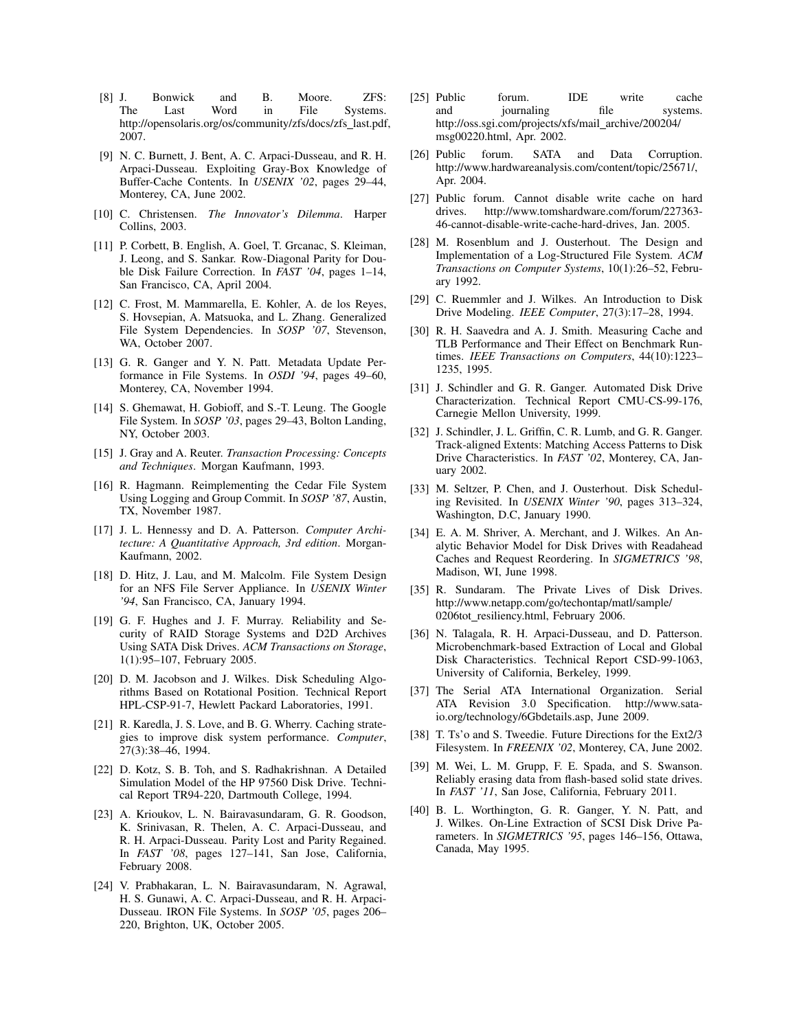[8] J. Bonwick and B. Moore. ZFS: The Last Word in File Systems. http://opensolaris.org/os/community/zfs/docs/zfs_last.pdf, 2007.

[9] N. C. Burnett, J. Bent, A. C. Arpaci-Dusseau, and R. H. Arpaci-Dusseau. Exploiting Gray-Box Knowledge of Buffer-Cache Contents. In *USENIX '02*, pages 29–44, Monterey, CA, June 2002.

[10] C. Christensen. *The Innovator's Dilemma*. Harper Collins, 2003.

[11] P. Corbett, B. English, A. Goel, T. Grcanac, S. Kleiman, J. Leong, and S. Sankar. Row-Diagonal Parity for Double Disk Failure Correction. In *FAST '04*, pages 1–14, San Francisco, CA, April 2004.

[12] C. Frost, M. Mammarella, E. Kohler, A. de los Reyes, S. Hovsepian, A. Matsuoka, and L. Zhang. Generalized File System Dependencies. In *SOSP '07*, Stevenson, WA, October 2007.

[13] G. R. Ganger and Y. N. Patt. Metadata Update Performance in File Systems. In *OSDI '94*, pages 49–60, Monterey, CA, November 1994.

[14] S. Ghemawat, H. Gobioff, and S.-T. Leung. The Google File System. In *SOSP '03*, pages 29–43, Bolton Landing, NY, October 2003.

[15] J. Gray and A. Reuter. *Transaction Processing: Concepts and Techniques*. Morgan Kaufmann, 1993.

[16] R. Hagmann. Reimplementing the Cedar File System Using Logging and Group Commit. In *SOSP '87*, Austin, TX, November 1987.

[17] J. L. Hennessy and D. A. Patterson. *Computer Architecture: A Quantitative Approach, 3rd edition*. Morgan-Kaufmann, 2002.

[18] D. Hitz, J. Lau, and M. Malcolm. File System Design for an NFS File Server Appliance. In *USENIX Winter '94*, San Francisco, CA, January 1994.

[19] G. F. Hughes and J. F. Murray. Reliability and Security of RAID Storage Systems and D2D Archives Using SATA Disk Drives. *ACM Transactions on Storage*, 1(1):95–107, February 2005.

[20] D. M. Jacobson and J. Wilkes. Disk Scheduling Algorithms Based on Rotational Position. Technical Report HPL-CSP-91-7, Hewlett Packard Laboratories, 1991.

[21] R. Karedla, J. S. Love, and B. G. Wherry. Caching strategies to improve disk system performance. *Computer*, 27(3):38–46, 1994.

[22] D. Kotz, S. B. Toh, and S. Radhakrishnan. A Detailed Simulation Model of the HP 97560 Disk Drive. Technical Report TR94-220, Dartmouth College, 1994.

[23] A. Krioukov, L. N. Bairavasundaram, G. R. Goodson, K. Srinivasan, R. Thelen, A. C. Arpaci-Dusseau, and R. H. Arpaci-Dusseau. Parity Lost and Parity Regained. In *FAST '08*, pages 127–141, San Jose, California, February 2008.

[24] V. Prabhakaran, L. N. Bairavasundaram, N. Agrawal, H. S. Gunawi, A. C. Arpaci-Dusseau, and R. H. Arpaci-Dusseau. IRON File Systems. In *SOSP '05*, pages 206–220, Brighton, UK, October 2005.

[25] Public forum. IDE write cache and journaling file systems. http://oss.sgi.com/projects/xfs/mail_archive/200204/msg00220.html, Apr. 2002.

[26] Public forum. SATA and Data Corruption. http://www.hardwareanalysis.com/content/topic/25671/, Apr. 2004.

[27] Public forum. Cannot disable write cache on hard drives. http://www.tomshardware.com/forum/227363-46-cannot-disable-write-cache-hard-drives, Jan. 2005.

[28] M. Rosenblum and J. Ousterhout. The Design and Implementation of a Log-Structured File System. *ACM Transactions on Computer Systems*, 10(1):26–52, February 1992.

[29] C. Ruemmler and J. Wilkes. An Introduction to Disk Drive Modeling. *IEEE Computer*, 27(3):17–28, 1994.

[30] R. H. Saavedra and A. J. Smith. Measuring Cache and TLB Performance and Their Effect on Benchmark Runtimes. *IEEE Transactions on Computers*, 44(10):1223–1235, 1995.

[31] J. Schindler and G. R. Ganger. Automated Disk Drive Characterization. Technical Report CMU-CS-99-176, Carnegie Mellon University, 1999.

[32] J. Schindler, J. L. Griffin, C. R. Lumb, and G. R. Ganger. Track-aligned Extents: Matching Access Patterns to Disk Drive Characteristics. In *FAST '02*, Monterey, CA, January 2002.

[33] M. Seltzer, P. Chen, and J. Ousterhout. Disk Scheduling Revisited. In *USENIX Winter '90*, pages 313–324, Washington, D.C, January 1990.

[34] E. A. M. Shriver, A. Merchant, and J. Wilkes. An Analytic Behavior Model for Disk Drives with Readahead Caches and Request Reordering. In *SIGMETRICS '98*, Madison, WI, June 1998.

[35] R. Sundaram. The Private Lives of Disk Drives. http://www.netapp.com/go/techontap/matl/sample/0206tot_resiliency.html, February 2006.

[36] N. Talagala, R. H. Arpaci-Dusseau, and D. Patterson. Microbenchmark-based Extraction of Local and Global Disk Characteristics. Technical Report CSD-99-1063, University of California, Berkeley, 1999.

[37] The Serial ATA International Organization. Serial ATA Revision 3.0 Specification. http://www.sata-io.org/technology/6Gbdetails.asp, June 2009.

[38] T. Ts'o and S. Tweedie. Future Directions for the Ext2/3 Filesystem. In *FREENIX '02*, Monterey, CA, June 2002.

[39] M. Wei, L. M. Grupp, F. E. Spada, and S. Swanson. Reliably erasing data from flash-based solid state drives. In *FAST '11*, San Jose, California, February 2011.

[40] B. L. Worthington, G. R. Ganger, Y. N. Patt, and J. Wilkes. On-Line Extraction of SCSI Disk Drive Parameters. In *SIGMETRICS '95*, pages 146–156, Ottawa, Canada, May 1995.